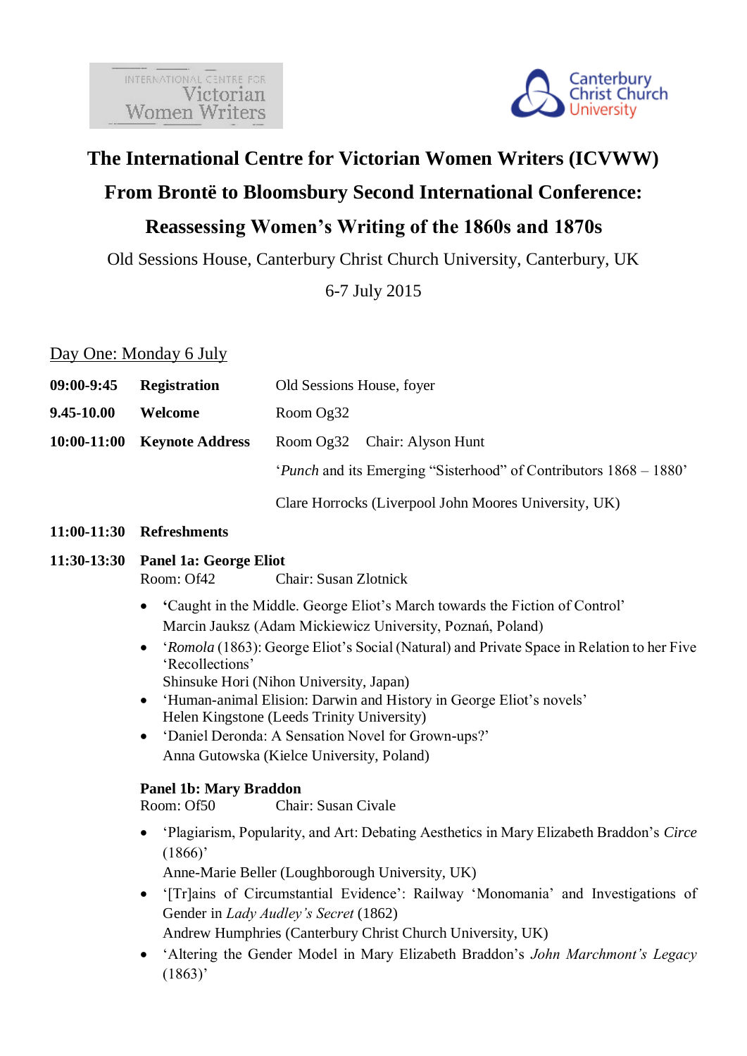# The International Centre for Victorian Women Writers (ICVWW)

## From Brontë to Bloomsbury Second International Conference: Reassessing Women's Writing of the 1860s and 1870s

Old Sessions House, Canterbury Christ Church University, Canterbury, UK

6-7 July 2015

### Day One: Monday 6 July

**09:00-9:45** **Registration** Old Sessions House, foyer

**9.45-10.00** **Welcome** Room Og32

**10:00-11:00** **Keynote Address** Room Og32 Chair: Alyson Hunt

'*Punch* and its Emerging "Sisterhood" of Contributors 1868 – 1880'

Clare Horrocks (Liverpool John Moores University, UK)

**11:00-11:30** **Refreshments**

**11:30-13:30** **Panel 1a: George Eliot**

Room: Of42 Chair: Susan Zlotnick

- **'**Caught in the Middle. George Eliot's March towards the Fiction of Control'
  Marcin Jauksz (Adam Mickiewicz University, Poznań, Poland)
- '*Romola* (1863): George Eliot's Social (Natural) and Private Space in Relation to her Five 'Recollections'
  Shinsuke Hori (Nihon University, Japan)
- 'Human-animal Elision: Darwin and History in George Eliot's novels'
  Helen Kingstone (Leeds Trinity University)
- 'Daniel Deronda: A Sensation Novel for Grown-ups?'
  Anna Gutowska (Kielce University, Poland)

**Panel 1b: Mary Braddon**

Room: Of50 Chair: Susan Civale

- 'Plagiarism, Popularity, and Art: Debating Aesthetics in Mary Elizabeth Braddon's *Circe* (1866)'
  Anne-Marie Beller (Loughborough University, UK)
- '[Tr]ains of Circumstantial Evidence': Railway 'Monomania' and Investigations of Gender in *Lady Audley's Secret* (1862)
  Andrew Humphries (Canterbury Christ Church University, UK)
- 'Altering the Gender Model in Mary Elizabeth Braddon's *John Marchmont's Legacy* (1863)'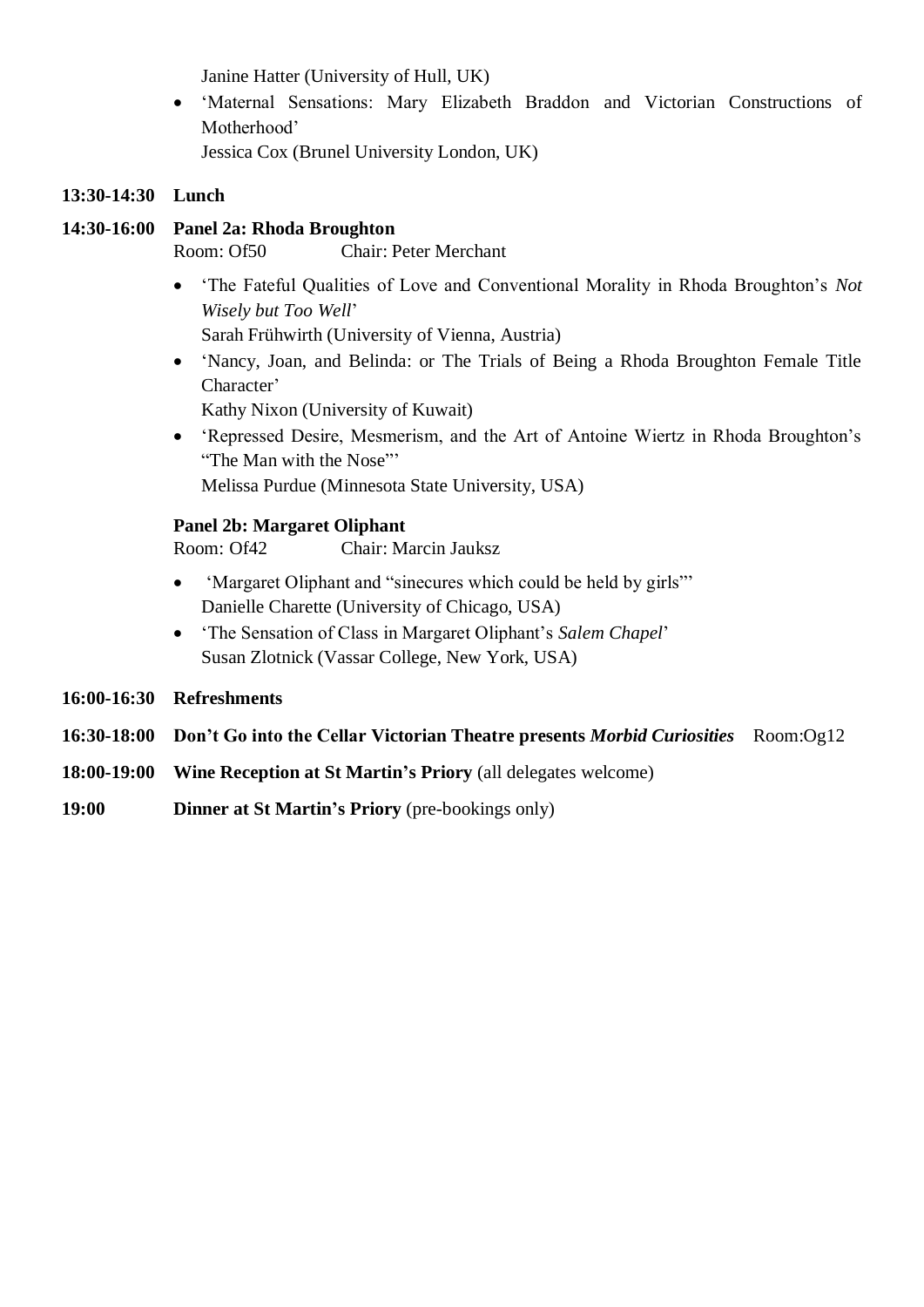Janine Hatter (University of Hull, UK)

- 'Maternal Sensations: Mary Elizabeth Braddon and Victorian Constructions of Motherhood'
  Jessica Cox (Brunel University London, UK)

**13:30-14:30 Lunch**

**14:30-16:00 Panel 2a: Rhoda Broughton**
Room: Of50 Chair: Peter Merchant

- 'The Fateful Qualities of Love and Conventional Morality in Rhoda Broughton's *Not Wisely but Too Well*'
  Sarah Frühwirth (University of Vienna, Austria)
- 'Nancy, Joan, and Belinda: or The Trials of Being a Rhoda Broughton Female Title Character'
  Kathy Nixon (University of Kuwait)
- 'Repressed Desire, Mesmerism, and the Art of Antoine Wiertz in Rhoda Broughton's "The Man with the Nose"'
  Melissa Purdue (Minnesota State University, USA)

**Panel 2b: Margaret Oliphant**
Room: Of42 Chair: Marcin Jauksz

- 'Margaret Oliphant and "sinecures which could be held by girls"'
  Danielle Charette (University of Chicago, USA)
- 'The Sensation of Class in Margaret Oliphant's *Salem Chapel*'
  Susan Zlotnick (Vassar College, New York, USA)

**16:00-16:30 Refreshments**

**16:30-18:00 Don't Go into the Cellar Victorian Theatre presents *Morbid Curiosities*** Room:Og12

**18:00-19:00 Wine Reception at St Martin's Priory** (all delegates welcome)

**19:00 Dinner at St Martin's Priory** (pre-bookings only)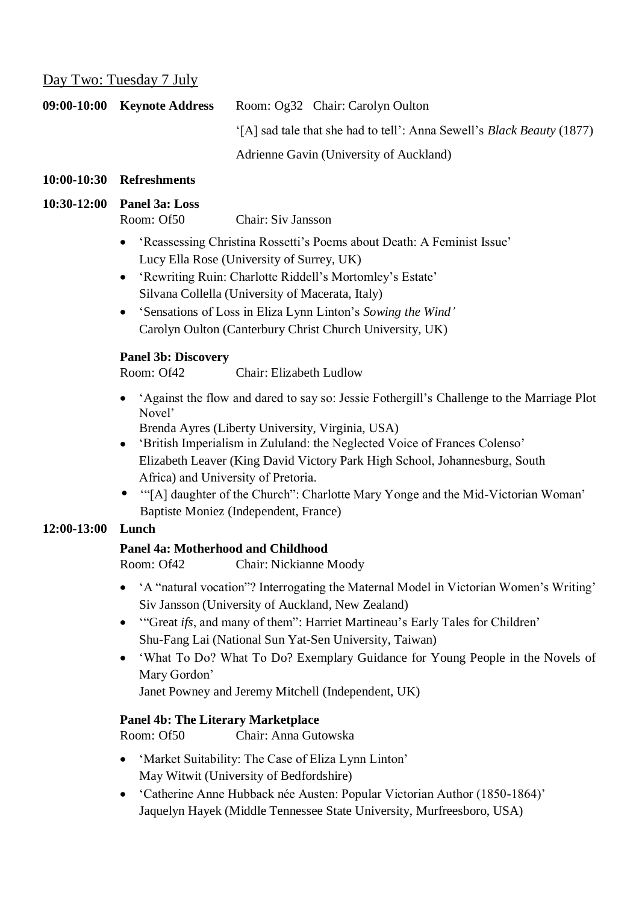## Day Two: Tuesday 7 July

**09:00-10:00** **Keynote Address** Room: Og32 Chair: Carolyn Oulton

'[A] sad tale that she had to tell': Anna Sewell's *Black Beauty* (1877)

Adrienne Gavin (University of Auckland)

**10:00-10:30** **Refreshments**

**10:30-12:00** **Panel 3a: Loss**

Room: Of50 Chair: Siv Jansson

- 'Reassessing Christina Rossetti's Poems about Death: A Feminist Issue'
  Lucy Ella Rose (University of Surrey, UK)
- 'Rewriting Ruin: Charlotte Riddell's Mortomley's Estate'
  Silvana Collella (University of Macerata, Italy)
- 'Sensations of Loss in Eliza Lynn Linton's *Sowing the Wind'*
  Carolyn Oulton (Canterbury Christ Church University, UK)

**Panel 3b: Discovery**

Room: Of42 Chair: Elizabeth Ludlow

- 'Against the flow and dared to say so: Jessie Fothergill's Challenge to the Marriage Plot Novel'
  Brenda Ayres (Liberty University, Virginia, USA)
- 'British Imperialism in Zululand: the Neglected Voice of Frances Colenso'
  Elizabeth Leaver (King David Victory Park High School, Johannesburg, South Africa) and University of Pretoria.
- '"[A] daughter of the Church": Charlotte Mary Yonge and the Mid-Victorian Woman'
  Baptiste Moniez (Independent, France)

**12:00-13:00** **Lunch**

**Panel 4a: Motherhood and Childhood**

Room: Of42 Chair: Nickianne Moody

- 'A "natural vocation"? Interrogating the Maternal Model in Victorian Women's Writing'
  Siv Jansson (University of Auckland, New Zealand)
- '"Great *ifs*, and many of them": Harriet Martineau's Early Tales for Children'
  Shu-Fang Lai (National Sun Yat-Sen University, Taiwan)
- 'What To Do? What To Do? Exemplary Guidance for Young People in the Novels of Mary Gordon'
  Janet Powney and Jeremy Mitchell (Independent, UK)

**Panel 4b: The Literary Marketplace**

Room: Of50 Chair: Anna Gutowska

- 'Market Suitability: The Case of Eliza Lynn Linton'
  May Witwit (University of Bedfordshire)
- 'Catherine Anne Hubback née Austen: Popular Victorian Author (1850-1864)'
  Jaquelyn Hayek (Middle Tennessee State University, Murfreesboro, USA)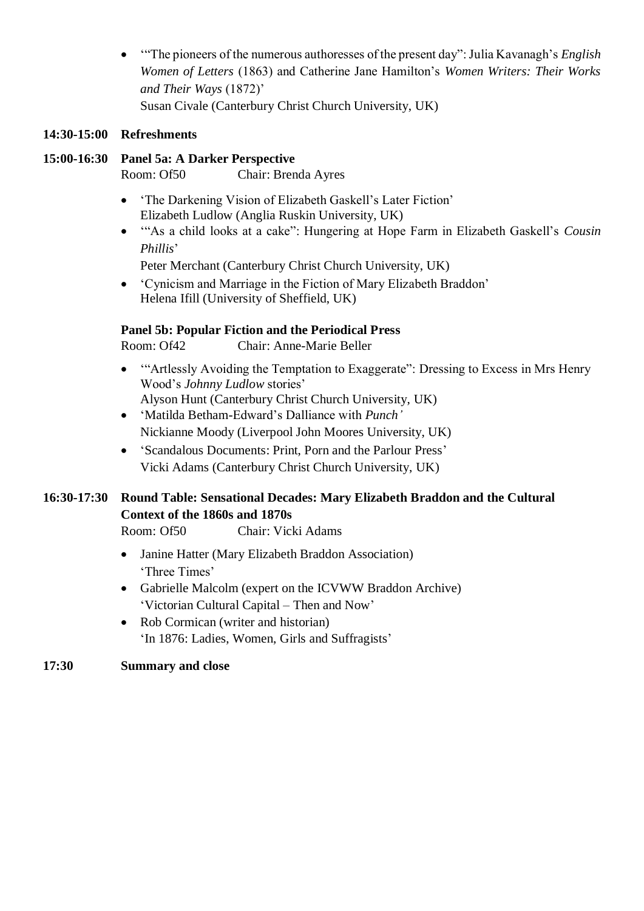- '"The pioneers of the numerous authoresses of the present day": Julia Kavanagh's *English Women of Letters* (1863) and Catherine Jane Hamilton's *Women Writers: Their Works and Their Ways* (1872)'
  Susan Civale (Canterbury Christ Church University, UK)

**14:30-15:00 Refreshments**

**15:00-16:30 Panel 5a: A Darker Perspective**

Room: Of50 Chair: Brenda Ayres

- 'The Darkening Vision of Elizabeth Gaskell's Later Fiction'
  Elizabeth Ludlow (Anglia Ruskin University, UK)
- '"As a child looks at a cake": Hungering at Hope Farm in Elizabeth Gaskell's *Cousin Phillis*'
  Peter Merchant (Canterbury Christ Church University, UK)
- 'Cynicism and Marriage in the Fiction of Mary Elizabeth Braddon'
  Helena Ifill (University of Sheffield, UK)

**Panel 5b: Popular Fiction and the Periodical Press**

Room: Of42 Chair: Anne-Marie Beller

- '"Artlessly Avoiding the Temptation to Exaggerate": Dressing to Excess in Mrs Henry Wood's *Johnny Ludlow* stories'
  Alyson Hunt (Canterbury Christ Church University, UK)
- 'Matilda Betham-Edward's Dalliance with *Punch'*
  Nickianne Moody (Liverpool John Moores University, UK)
- 'Scandalous Documents: Print, Porn and the Parlour Press'
  Vicki Adams (Canterbury Christ Church University, UK)

**16:30-17:30 Round Table: Sensational Decades: Mary Elizabeth Braddon and the Cultural Context of the 1860s and 1870s**

Room: Of50 Chair: Vicki Adams

- Janine Hatter (Mary Elizabeth Braddon Association)
  'Three Times'
- Gabrielle Malcolm (expert on the ICVWW Braddon Archive)
  'Victorian Cultural Capital – Then and Now'
- Rob Cormican (writer and historian)
  'In 1876: Ladies, Women, Girls and Suffragists'

**17:30 Summary and close**